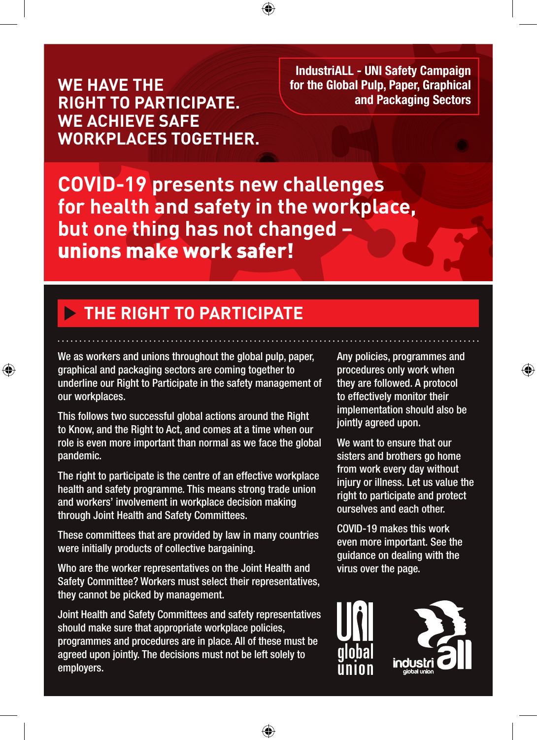**WE HAVE THE RIGHT TO PARTICIPATE. WE ACHIEVE SAFE WORKPLACES TOGETHER.**

**IndustriALL - UNI Safety Campaign for the Global Pulp, Paper, Graphical and Packaging Sectors**

# COVID-19 presents new challenges for health and safety in the workplace, but one thing has not changed – unions make work safer!

## THE RIGHT TO PARTICIPATE

We as workers and unions throughout the global pulp, paper, graphical and packaging sectors are coming together to underline our Right to Participate in the safety management of our workplaces.

This follows two successful global actions around the Right to Know, and the Right to Act, and comes at a time when our role is even more important than normal as we face the global pandemic.

The right to participate is the centre of an effective workplace health and safety programme. This means strong trade union and workers' involvement in workplace decision making through Joint Health and Safety Committees.

These committees that are provided by law in many countries were initially products of collective bargaining.

Who are the worker representatives on the Joint Health and Safety Committee? Workers must select their representatives, they cannot be picked by management.

Joint Health and Safety Committees and safety representatives should make sure that appropriate workplace policies, programmes and procedures are in place. All of these must be agreed upon jointly. The decisions must not be left solely to employers.

Any policies, programmes and procedures only work when they are followed. A protocol to effectively monitor their implementation should also be jointly agreed upon.

We want to ensure that our sisters and brothers go home from work every day without injury or illness. Let us value the right to participate and protect ourselves and each other.

COVID-19 makes this work even more important. See the guidance on dealing with the virus over the page.

UNI global union

industriAll global union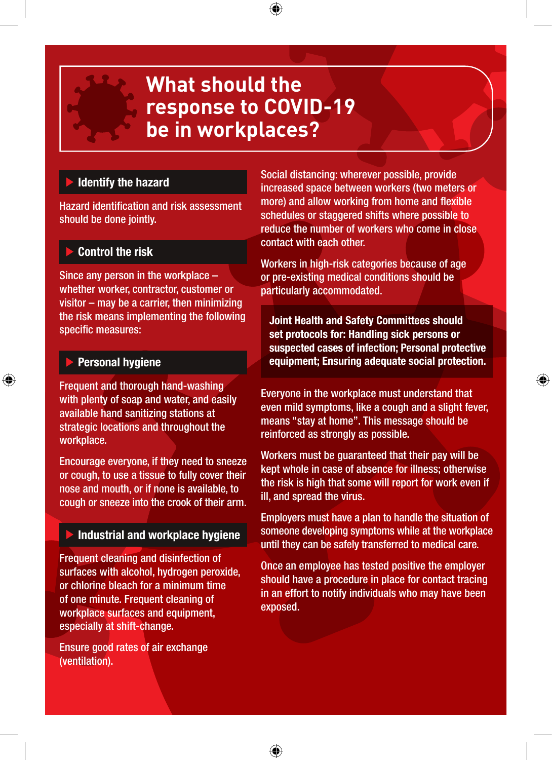# What should the response to COVID-19 be in workplaces?

## Identify the hazard

Hazard identification and risk assessment should be done jointly.

## Control the risk

Since any person in the workplace – whether worker, contractor, customer or visitor – may be a carrier, then minimizing the risk means implementing the following specific measures:

## Personal hygiene

Frequent and thorough hand-washing with plenty of soap and water, and easily available hand sanitizing stations at strategic locations and throughout the workplace.

Encourage everyone, if they need to sneeze or cough, to use a tissue to fully cover their nose and mouth, or if none is available, to cough or sneeze into the crook of their arm.

## Industrial and workplace hygiene

Frequent cleaning and disinfection of surfaces with alcohol, hydrogen peroxide, or chlorine bleach for a minimum time of one minute. Frequent cleaning of workplace surfaces and equipment, especially at shift-change.

Ensure good rates of air exchange (ventilation).

Social distancing: wherever possible, provide increased space between workers (two meters or more) and allow working from home and flexible schedules or staggered shifts where possible to reduce the number of workers who come in close contact with each other.

Workers in high-risk categories because of age or pre-existing medical conditions should be particularly accommodated.

**Joint Health and Safety Committees should set protocols for: Handling sick persons or suspected cases of infection; Personal protective equipment; Ensuring adequate social protection.**

Everyone in the workplace must understand that even mild symptoms, like a cough and a slight fever, means "stay at home". This message should be reinforced as strongly as possible.

Workers must be guaranteed that their pay will be kept whole in case of absence for illness; otherwise the risk is high that some will report for work even if ill, and spread the virus.

Employers must have a plan to handle the situation of someone developing symptoms while at the workplace until they can be safely transferred to medical care.

Once an employee has tested positive the employer should have a procedure in place for contact tracing in an effort to notify individuals who may have been exposed.